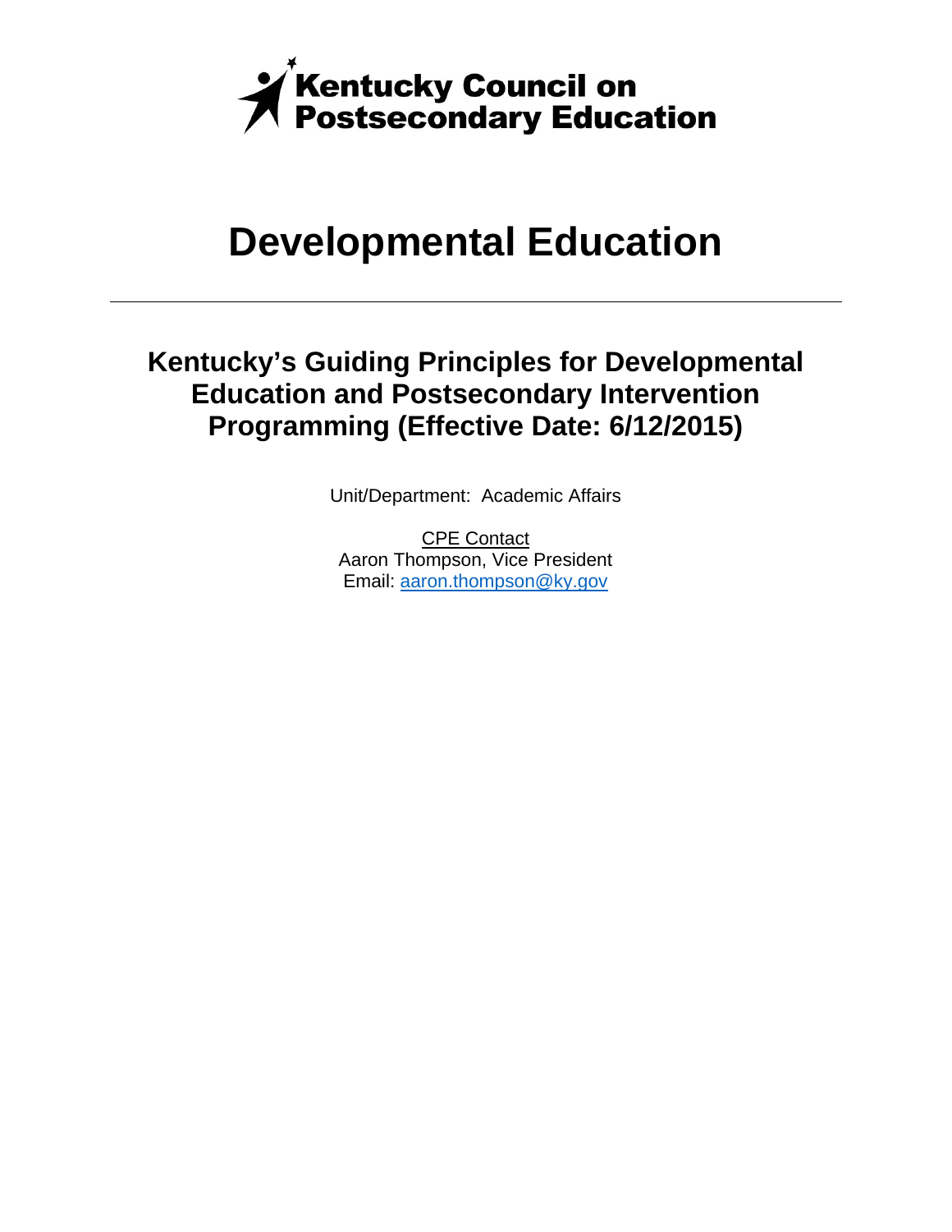Kentucky Council on Postsecondary Education

# Developmental Education

---

## Kentucky's Guiding Principles for Developmental Education and Postsecondary Intervention Programming (Effective Date: 6/12/2015)

Unit/Department: Academic Affairs

CPE Contact
Aaron Thompson, Vice President
Email: aaron.thompson@ky.gov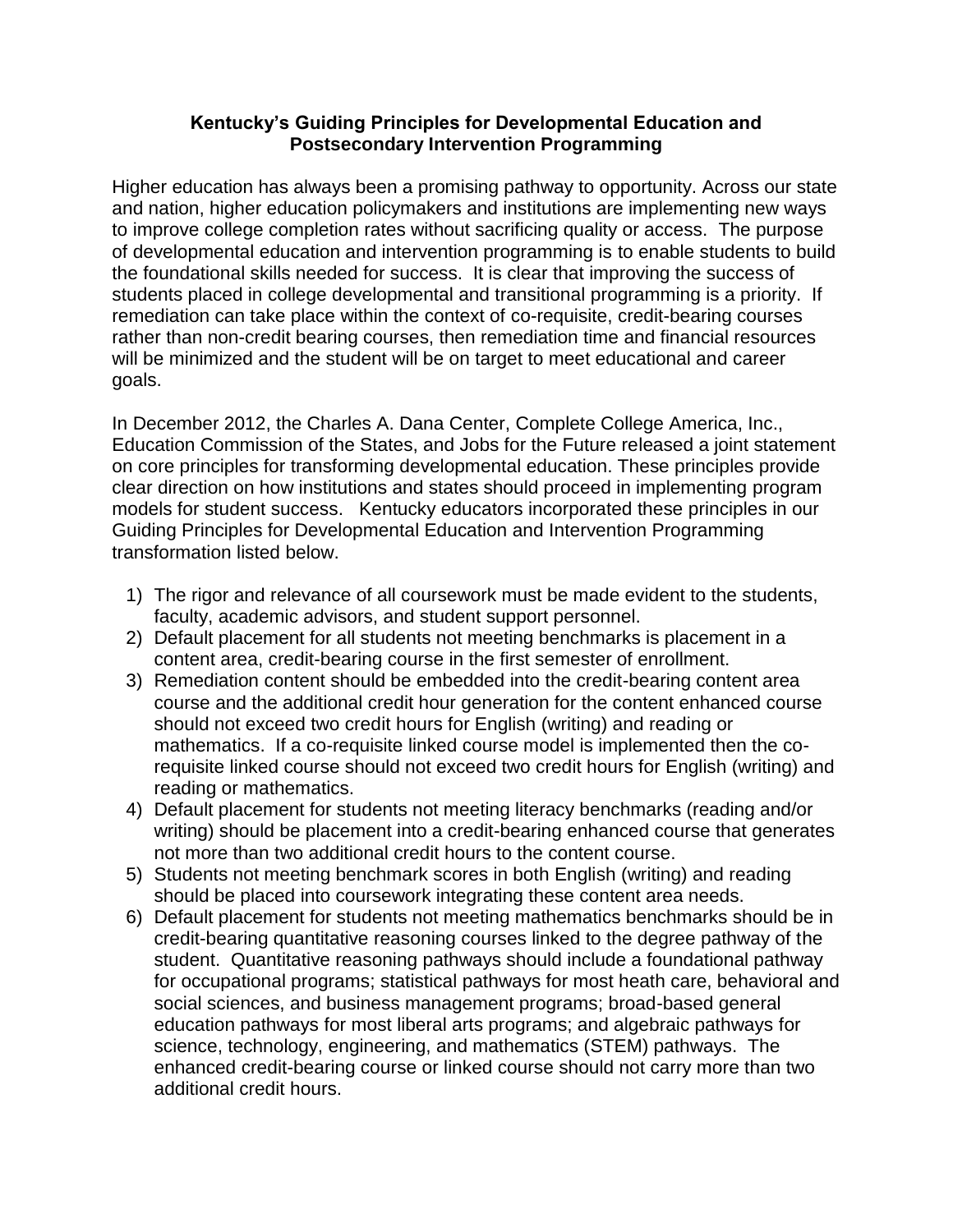**Kentucky's Guiding Principles for Developmental Education and Postsecondary Intervention Programming**

Higher education has always been a promising pathway to opportunity. Across our state and nation, higher education policymakers and institutions are implementing new ways to improve college completion rates without sacrificing quality or access. The purpose of developmental education and intervention programming is to enable students to build the foundational skills needed for success. It is clear that improving the success of students placed in college developmental and transitional programming is a priority. If remediation can take place within the context of co-requisite, credit-bearing courses rather than non-credit bearing courses, then remediation time and financial resources will be minimized and the student will be on target to meet educational and career goals.

In December 2012, the Charles A. Dana Center, Complete College America, Inc., Education Commission of the States, and Jobs for the Future released a joint statement on core principles for transforming developmental education. These principles provide clear direction on how institutions and states should proceed in implementing program models for student success. Kentucky educators incorporated these principles in our Guiding Principles for Developmental Education and Intervention Programming transformation listed below.

1) The rigor and relevance of all coursework must be made evident to the students, faculty, academic advisors, and student support personnel.
2) Default placement for all students not meeting benchmarks is placement in a content area, credit-bearing course in the first semester of enrollment.
3) Remediation content should be embedded into the credit-bearing content area course and the additional credit hour generation for the content enhanced course should not exceed two credit hours for English (writing) and reading or mathematics. If a co-requisite linked course model is implemented then the co-requisite linked course should not exceed two credit hours for English (writing) and reading or mathematics.
4) Default placement for students not meeting literacy benchmarks (reading and/or writing) should be placement into a credit-bearing enhanced course that generates not more than two additional credit hours to the content course.
5) Students not meeting benchmark scores in both English (writing) and reading should be placed into coursework integrating these content area needs.
6) Default placement for students not meeting mathematics benchmarks should be in credit-bearing quantitative reasoning courses linked to the degree pathway of the student. Quantitative reasoning pathways should include a foundational pathway for occupational programs; statistical pathways for most heath care, behavioral and social sciences, and business management programs; broad-based general education pathways for most liberal arts programs; and algebraic pathways for science, technology, engineering, and mathematics (STEM) pathways. The enhanced credit-bearing course or linked course should not carry more than two additional credit hours.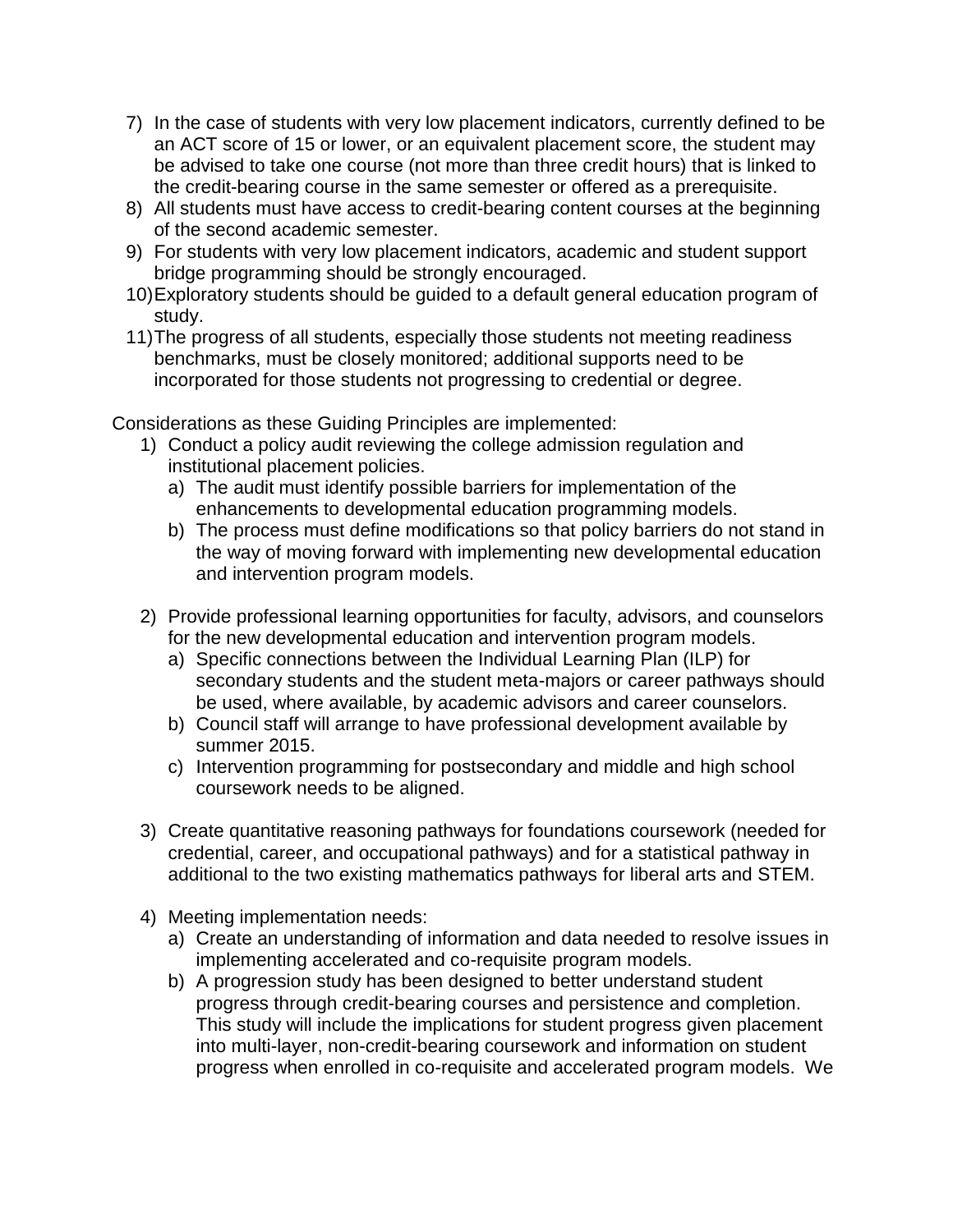7) In the case of students with very low placement indicators, currently defined to be an ACT score of 15 or lower, or an equivalent placement score, the student may be advised to take one course (not more than three credit hours) that is linked to the credit-bearing course in the same semester or offered as a prerequisite.
8) All students must have access to credit-bearing content courses at the beginning of the second academic semester.
9) For students with very low placement indicators, academic and student support bridge programming should be strongly encouraged.
10) Exploratory students should be guided to a default general education program of study.
11) The progress of all students, especially those students not meeting readiness benchmarks, must be closely monitored; additional supports need to be incorporated for those students not progressing to credential or degree.

Considerations as these Guiding Principles are implemented:

1) Conduct a policy audit reviewing the college admission regulation and institutional placement policies.
   a) The audit must identify possible barriers for implementation of the enhancements to developmental education programming models.
   b) The process must define modifications so that policy barriers do not stand in the way of moving forward with implementing new developmental education and intervention program models.

2) Provide professional learning opportunities for faculty, advisors, and counselors for the new developmental education and intervention program models.
   a) Specific connections between the Individual Learning Plan (ILP) for secondary students and the student meta-majors or career pathways should be used, where available, by academic advisors and career counselors.
   b) Council staff will arrange to have professional development available by summer 2015.
   c) Intervention programming for postsecondary and middle and high school coursework needs to be aligned.

3) Create quantitative reasoning pathways for foundations coursework (needed for credential, career, and occupational pathways) and for a statistical pathway in additional to the two existing mathematics pathways for liberal arts and STEM.

4) Meeting implementation needs:
   a) Create an understanding of information and data needed to resolve issues in implementing accelerated and co-requisite program models.
   b) A progression study has been designed to better understand student progress through credit-bearing courses and persistence and completion. This study will include the implications for student progress given placement into multi-layer, non-credit-bearing coursework and information on student progress when enrolled in co-requisite and accelerated program models. We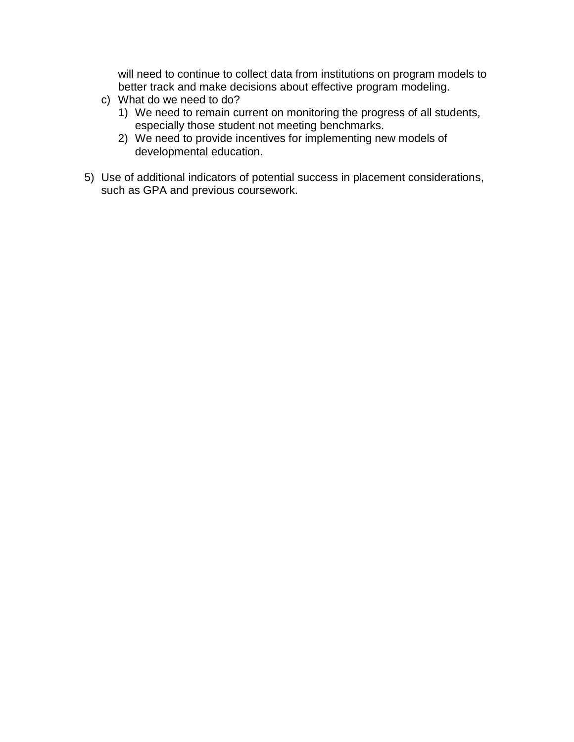will need to continue to collect data from institutions on program models to better track and make decisions about effective program modeling.

c) What do we need to do?
   1) We need to remain current on monitoring the progress of all students, especially those student not meeting benchmarks.
   2) We need to provide incentives for implementing new models of developmental education.

5) Use of additional indicators of potential success in placement considerations, such as GPA and previous coursework.